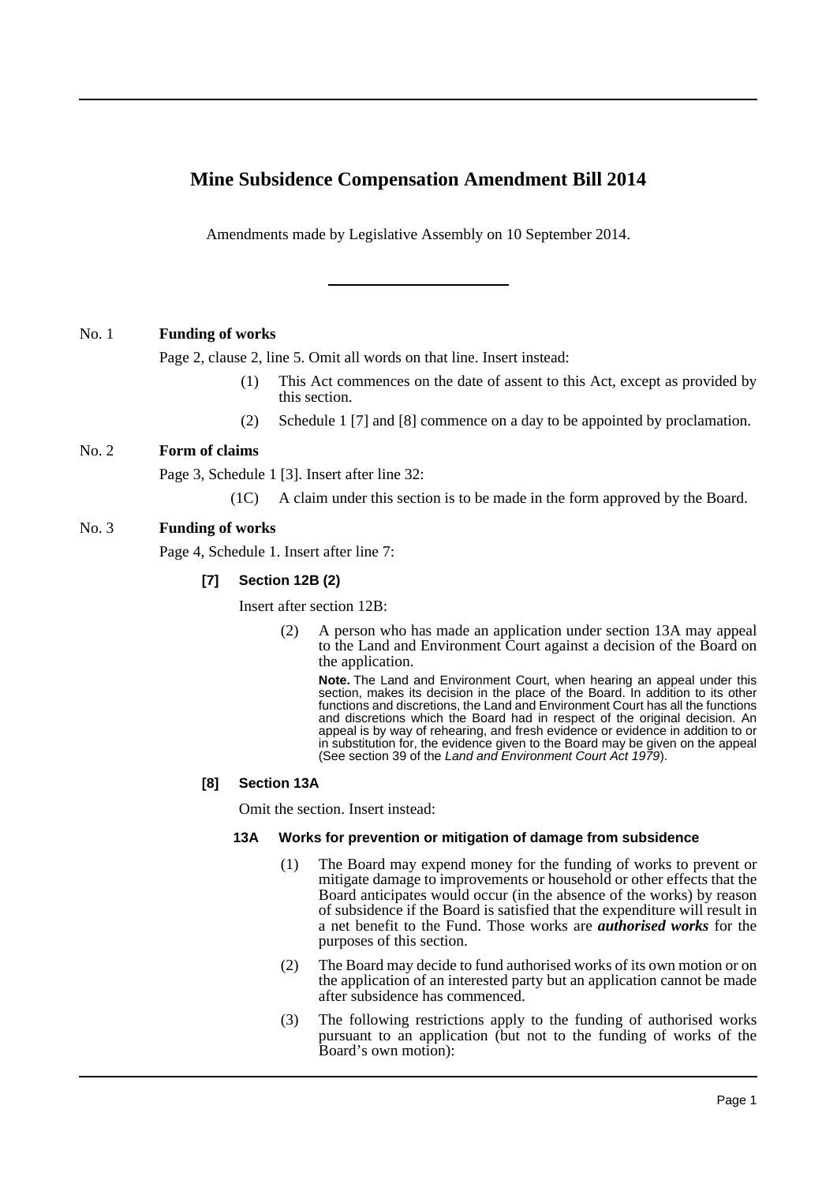# Mine Subsidence Compensation Amendment Bill 2014

Amendments made by Legislative Assembly on 10 September 2014.

---

No. 1 **Funding of works**

Page 2, clause 2, line 5. Omit all words on that line. Insert instead:

(1) This Act commences on the date of assent to this Act, except as provided by this section.

(2) Schedule 1 [7] and [8] commence on a day to be appointed by proclamation.

No. 2 **Form of claims**

Page 3, Schedule 1 [3]. Insert after line 32:

(1C) A claim under this section is to be made in the form approved by the Board.

No. 3 **Funding of works**

Page 4, Schedule 1. Insert after line 7:

**[7] Section 12B (2)**

Insert after section 12B:

(2) A person who has made an application under section 13A may appeal to the Land and Environment Court against a decision of the Board on the application.

**Note.** The Land and Environment Court, when hearing an appeal under this section, makes its decision in the place of the Board. In addition to its other functions and discretions, the Land and Environment Court has all the functions and discretions which the Board had in respect of the original decision. An appeal is by way of rehearing, and fresh evidence or evidence in addition to or in substitution for, the evidence given to the Board may be given on the appeal (See section 39 of the *Land and Environment Court Act 1979*).

**[8] Section 13A**

Omit the section. Insert instead:

**13A Works for prevention or mitigation of damage from subsidence**

(1) The Board may expend money for the funding of works to prevent or mitigate damage to improvements or household or other effects that the Board anticipates would occur (in the absence of the works) by reason of subsidence if the Board is satisfied that the expenditure will result in a net benefit to the Fund. Those works are ***authorised works*** for the purposes of this section.

(2) The Board may decide to fund authorised works of its own motion or on the application of an interested party but an application cannot be made after subsidence has commenced.

(3) The following restrictions apply to the funding of authorised works pursuant to an application (but not to the funding of works of the Board's own motion):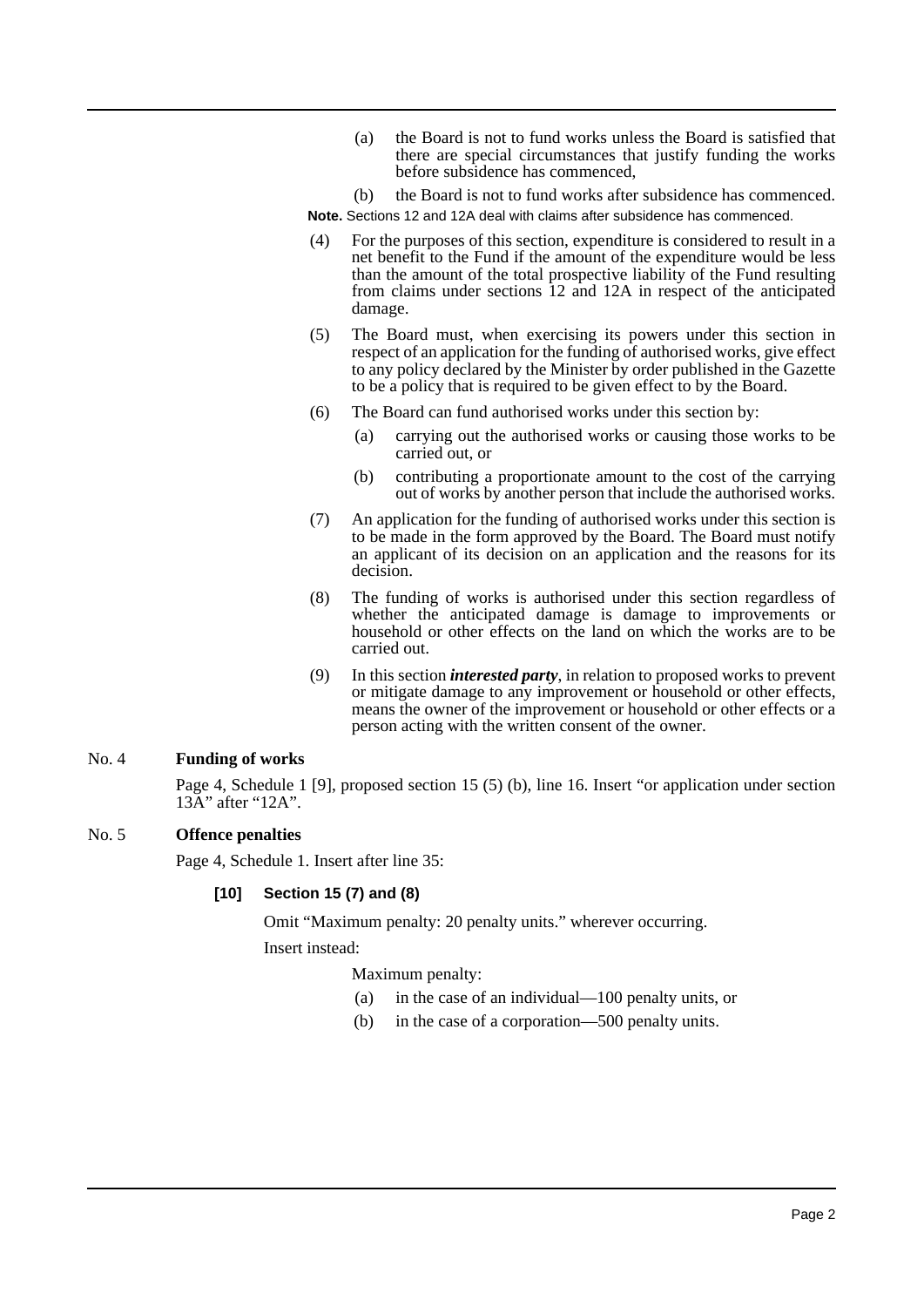(a) the Board is not to fund works unless the Board is satisfied that there are special circumstances that justify funding the works before subsidence has commenced,

(b) the Board is not to fund works after subsidence has commenced.

**Note.** Sections 12 and 12A deal with claims after subsidence has commenced.

(4) For the purposes of this section, expenditure is considered to result in a net benefit to the Fund if the amount of the expenditure would be less than the amount of the total prospective liability of the Fund resulting from claims under sections 12 and 12A in respect of the anticipated damage.

(5) The Board must, when exercising its powers under this section in respect of an application for the funding of authorised works, give effect to any policy declared by the Minister by order published in the Gazette to be a policy that is required to be given effect to by the Board.

(6) The Board can fund authorised works under this section by:

(a) carrying out the authorised works or causing those works to be carried out, or

(b) contributing a proportionate amount to the cost of the carrying out of works by another person that include the authorised works.

(7) An application for the funding of authorised works under this section is to be made in the form approved by the Board. The Board must notify an applicant of its decision on an application and the reasons for its decision.

(8) The funding of works is authorised under this section regardless of whether the anticipated damage is damage to improvements or household or other effects on the land on which the works are to be carried out.

(9) In this section ***interested party***, in relation to proposed works to prevent or mitigate damage to any improvement or household or other effects, means the owner of the improvement or household or other effects or a person acting with the written consent of the owner.

No. 4 **Funding of works**

Page 4, Schedule 1 [9], proposed section 15 (5) (b), line 16. Insert “or application under section 13A” after “12A”.

No. 5 **Offence penalties**

Page 4, Schedule 1. Insert after line 35:

**[10] Section 15 (7) and (8)**

Omit “Maximum penalty: 20 penalty units.” wherever occurring.

Insert instead:

Maximum penalty:

(a) in the case of an individual—100 penalty units, or

(b) in the case of a corporation—500 penalty units.